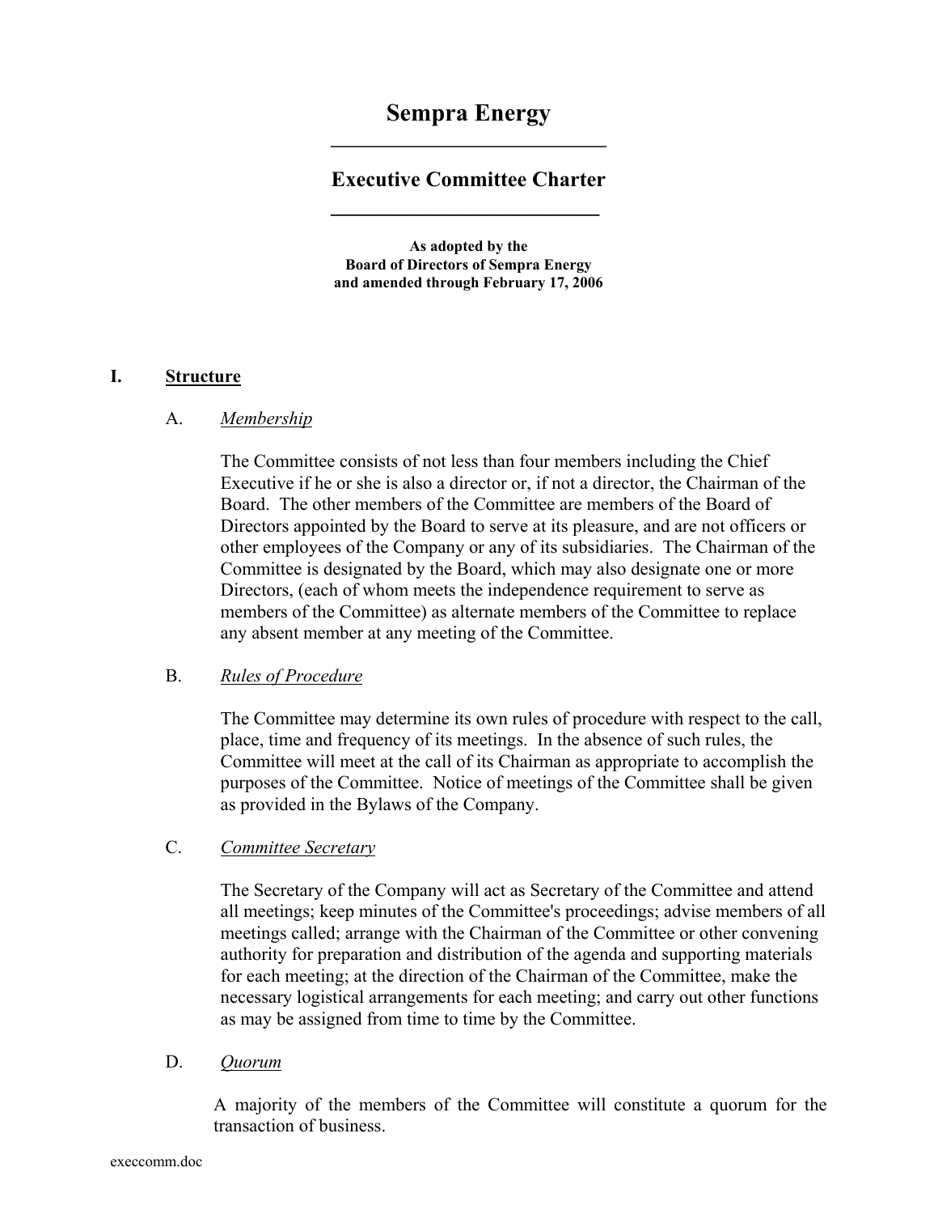# Sempra Energy

## Executive Committee Charter

**As adopted by the Board of Directors of Sempra Energy and amended through February 17, 2006**

## I. Structure

### A. *Membership*

The Committee consists of not less than four members including the Chief Executive if he or she is also a director or, if not a director, the Chairman of the Board. The other members of the Committee are members of the Board of Directors appointed by the Board to serve at its pleasure, and are not officers or other employees of the Company or any of its subsidiaries. The Chairman of the Committee is designated by the Board, which may also designate one or more Directors, (each of whom meets the independence requirement to serve as members of the Committee) as alternate members of the Committee to replace any absent member at any meeting of the Committee.

### B. *Rules of Procedure*

The Committee may determine its own rules of procedure with respect to the call, place, time and frequency of its meetings. In the absence of such rules, the Committee will meet at the call of its Chairman as appropriate to accomplish the purposes of the Committee. Notice of meetings of the Committee shall be given as provided in the Bylaws of the Company.

### C. *Committee Secretary*

The Secretary of the Company will act as Secretary of the Committee and attend all meetings; keep minutes of the Committee's proceedings; advise members of all meetings called; arrange with the Chairman of the Committee or other convening authority for preparation and distribution of the agenda and supporting materials for each meeting; at the direction of the Chairman of the Committee, make the necessary logistical arrangements for each meeting; and carry out other functions as may be assigned from time to time by the Committee.

### D. *Quorum*

A majority of the members of the Committee will constitute a quorum for the transaction of business.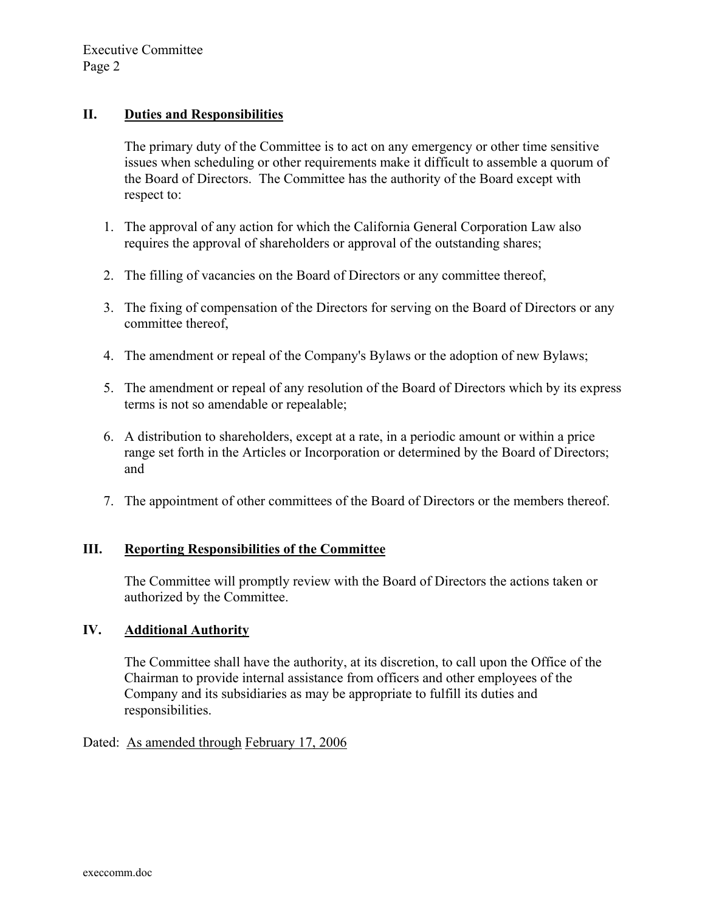## II. Duties and Responsibilities

The primary duty of the Committee is to act on any emergency or other time sensitive issues when scheduling or other requirements make it difficult to assemble a quorum of the Board of Directors. The Committee has the authority of the Board except with respect to:

1. The approval of any action for which the California General Corporation Law also requires the approval of shareholders or approval of the outstanding shares;

2. The filling of vacancies on the Board of Directors or any committee thereof,

3. The fixing of compensation of the Directors for serving on the Board of Directors or any committee thereof,

4. The amendment or repeal of the Company's Bylaws or the adoption of new Bylaws;

5. The amendment or repeal of any resolution of the Board of Directors which by its express terms is not so amendable or repealable;

6. A distribution to shareholders, except at a rate, in a periodic amount or within a price range set forth in the Articles or Incorporation or determined by the Board of Directors; and

7. The appointment of other committees of the Board of Directors or the members thereof.

## III. Reporting Responsibilities of the Committee

The Committee will promptly review with the Board of Directors the actions taken or authorized by the Committee.

## IV. Additional Authority

The Committee shall have the authority, at its discretion, to call upon the Office of the Chairman to provide internal assistance from officers and other employees of the Company and its subsidiaries as may be appropriate to fulfill its duties and responsibilities.

Dated: As amended through February 17, 2006

execcomm.doc